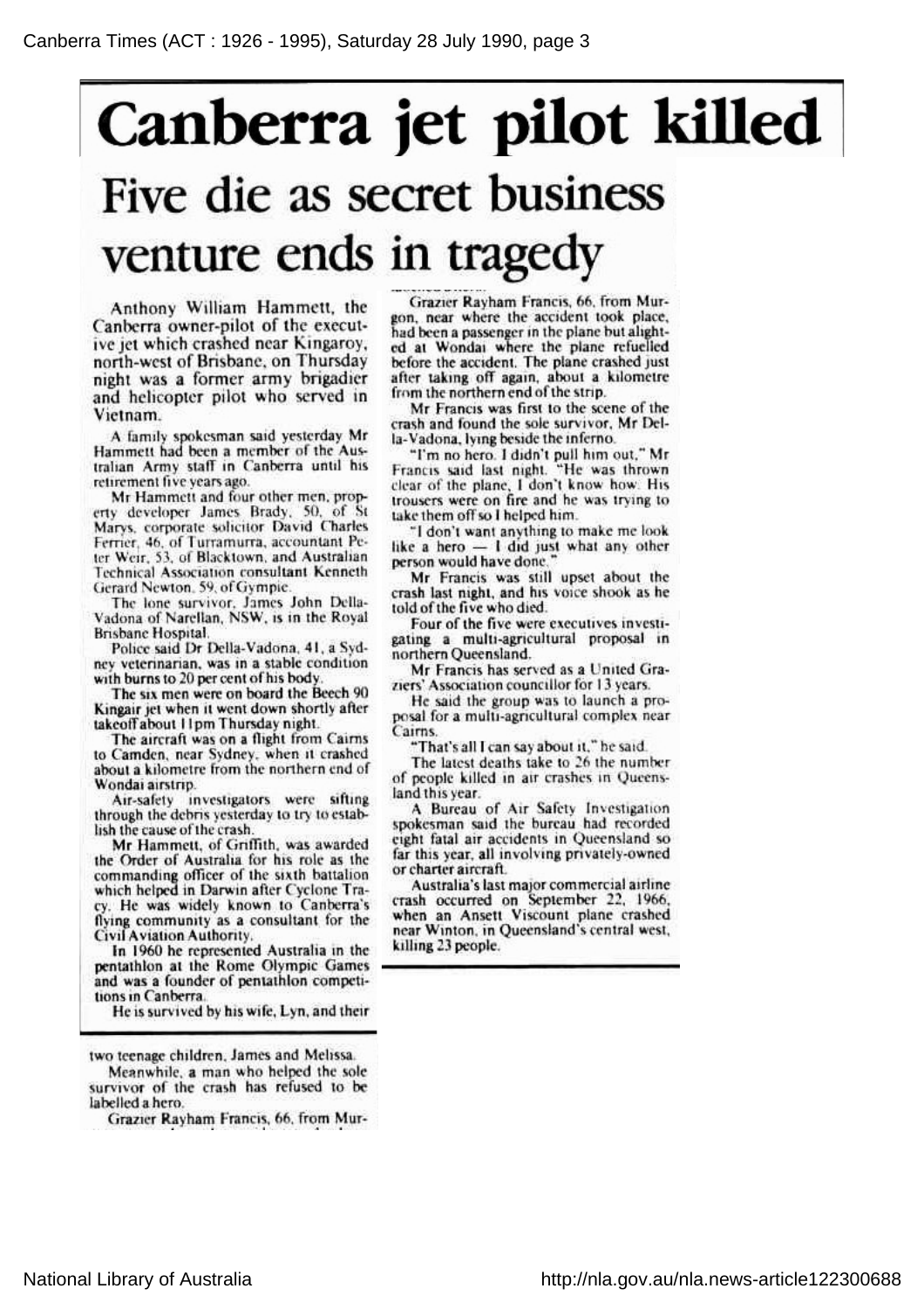# Canberra jet pilot killed

## Five die as secret business venture ends in tragedy

Anthony William Hammett, the Canberra owner-pilot of the executive jet which crashed near Kingaroy, north-west of Brisbane, on Thursday night was a former army brigadier and helicopter pilot who served in Vietnam.

A family spokesman said yesterday Mr Hammett had been a member of the Australian Army staff in Canberra until his retirement five years ago.

Mr Hammett and four other men, property developer James Brady, 50, of St Marys, corporate solicitor David Charles Ferrier, 46, of Turramurra, accountant Peter Weir, 53, of Blacktown, and Australian Technical Association consultant Kenneth Gerard Newton, 59, of Gympie.

The lone survivor, James John Della-Vadona of Narellan, NSW, is in the Royal Brisbane Hospital.

Police said Dr Della-Vadona, 41, a Sydney veterinarian, was in a stable condition with burns to 20 per cent of his body.

The six men were on board the Beech 90 Kingair jet when it went down shortly after takeoff about 11pm Thursday night.

The aircraft was on a flight from Cairns to Camden, near Sydney, when it crashed about a kilometre from the northern end of Wondai airstrip.

Air-safety investigators were sifting through the debris yesterday to try to establish the cause of the crash.

Mr Hammett, of Griffith, was awarded the Order of Australia for his role as the commanding officer of the sixth battalion which helped in Darwin after Cyclone Tracy. He was widely known to Canberra's flying community as a consultant for the Civil Aviation Authority.

In 1960 he represented Australia in the pentathlon at the Rome Olympic Games and was a founder of pentathlon competitions in Canberra.

He is survived by his wife, Lyn, and their two teenage children, James and Melissa.

Meanwhile, a man who helped the sole survivor of the crash has refused to be labelled a hero.

Grazier Rayham Francis, 66, from Murgon, near where the accident took place, had been a passenger in the plane but alighted at Wondai where the plane refuelled before the accident. The plane crashed just after taking off again, about a kilometre from the northern end of the strip.

Mr Francis was first to the scene of the crash and found the sole survivor, Mr Della-Vadona, lying beside the inferno.

"I'm no hero. I didn't pull him out," Mr Francis said last night. "He was thrown clear of the plane, I don't know how. His trousers were on fire and he was trying to take them off so I helped him.

"I don't want anything to make me look like a hero — I did just what any other person would have done."

Mr Francis was still upset about the crash last night, and his voice shook as he told of the five who died.

Four of the five were executives investigating a multi-agricultural proposal in northern Queensland.

Mr Francis has served as a United Graziers' Association councillor for 13 years.

He said the group was to launch a proposal for a multi-agricultural complex near Cairns.

"That's all I can say about it," he said.

The latest deaths take to 26 the number of people killed in air crashes in Queensland this year.

A Bureau of Air Safety Investigation spokesman said the bureau had recorded eight fatal air accidents in Queensland so far this year, all involving privately-owned or charter aircraft.

Australia's last major commercial airline crash occurred on September 22, 1966, when an Ansett Viscount plane crashed near Winton, in Queensland's central west, killing 23 people.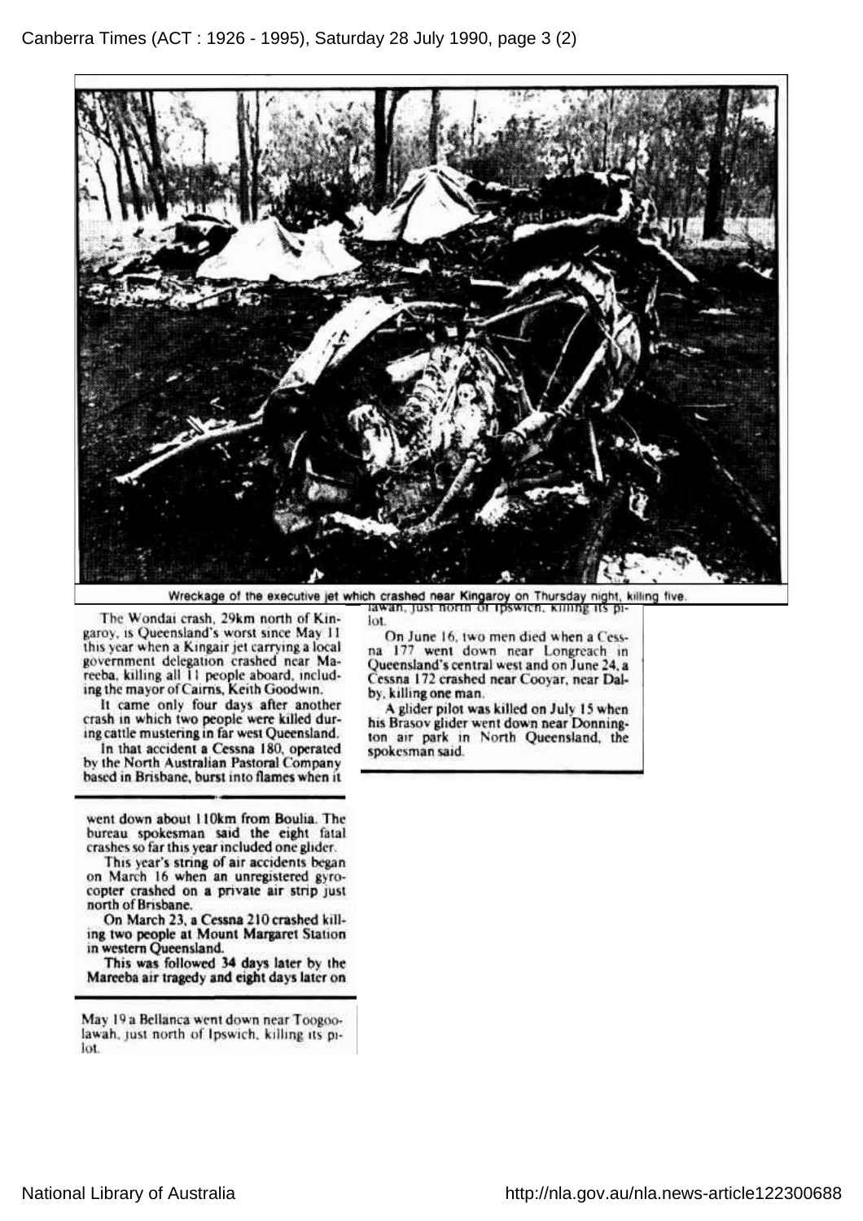Wreckage of the executive jet which crashed near Kingaroy on Thursday night, killing five.

The Wondai crash, 29km north of Kingaroy, is Queensland's worst since May 11 this year when a Kingair jet carrying a local government delegation crashed near Mareeba, killing all 11 people aboard, including the mayor of Cairns, Keith Goodwin.

It came only four days after another crash in which two people were killed during cattle mustering in far west Queensland.

In that accident a Cessna 180, operated by the North Australian Pastoral Company based in Brisbane, burst into flames when it went down about 110km from Boulia. The bureau spokesman said the eight fatal crashes so far this year included one glider.

This year's string of air accidents began on March 16 when an unregistered gyrocopter crashed on a private air strip just north of Brisbane.

On March 23, a Cessna 210 crashed killing two people at Mount Margaret Station in western Queensland.

This was followed 34 days later by the Mareeba air tragedy and eight days later on May 19 a Bellanca went down near Toogoolawah, just north of Ipswich, killing its pilot.

On June 16, two men died when a Cessna 177 went down near Longreach in Queensland's central west and on June 24, a Cessna 172 crashed near Cooyar, near Dalby, killing one man.

A glider pilot was killed on July 15 when his Brasov glider went down near Donnington air park in North Queensland, the spokesman said.